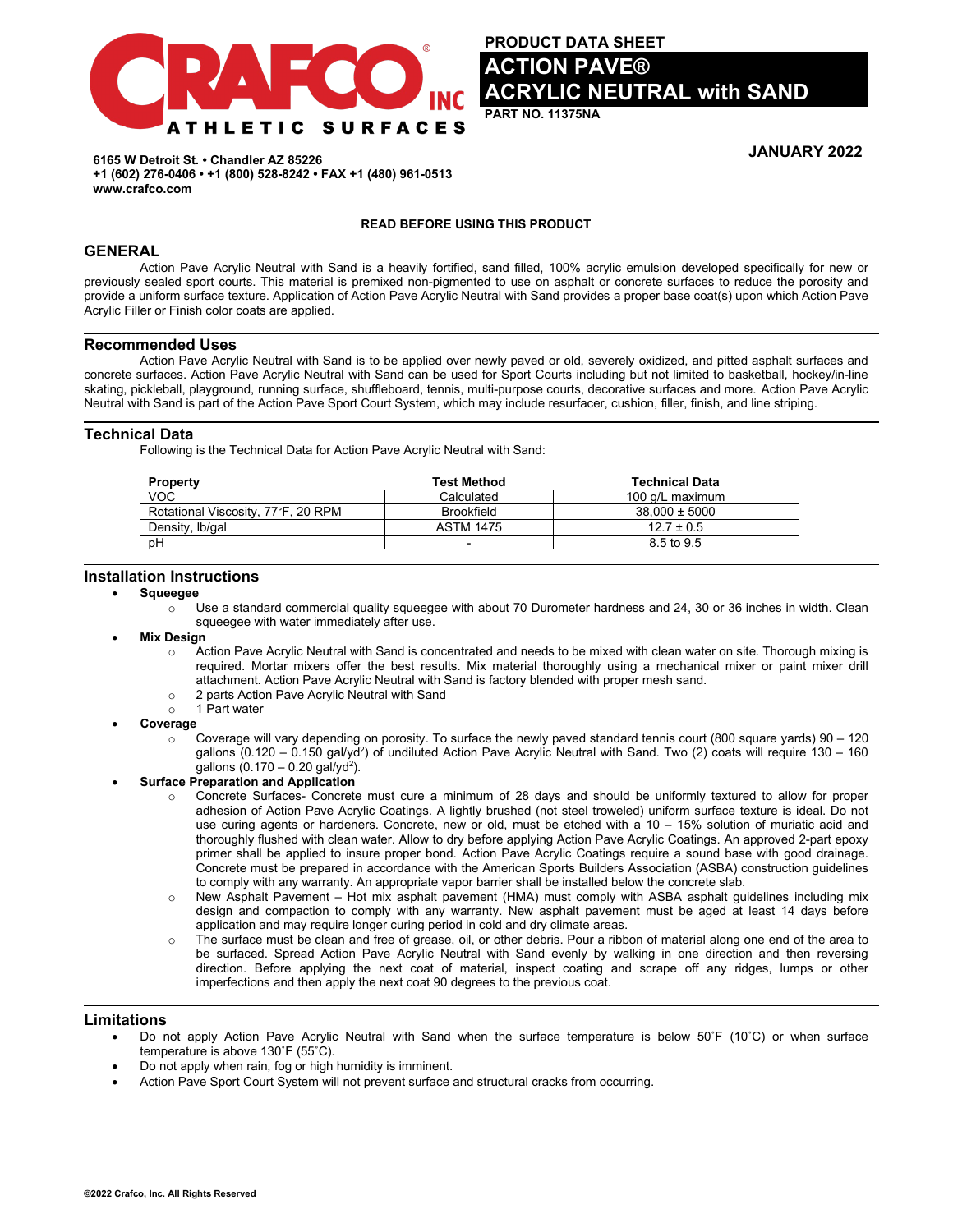CRAFCO INC
ATHLETIC SURFACES

**PRODUCT DATA SHEET**

# ACTION PAVE® ACRYLIC NEUTRAL with SAND

**PART NO. 11375NA**

**JANUARY 2022**

**6165 W Detroit St. • Chandler AZ 85226**
**+1 (602) 276-0406 • +1 (800) 528-8242 • FAX +1 (480) 961-0513**
**www.crafco.com**

**READ BEFORE USING THIS PRODUCT**

## GENERAL

Action Pave Acrylic Neutral with Sand is a heavily fortified, sand filled, 100% acrylic emulsion developed specifically for new or previously sealed sport courts. This material is premixed non-pigmented to use on asphalt or concrete surfaces to reduce the porosity and provide a uniform surface texture. Application of Action Pave Acrylic Neutral with Sand provides a proper base coat(s) upon which Action Pave Acrylic Filler or Finish color coats are applied.

## Recommended Uses

Action Pave Acrylic Neutral with Sand is to be applied over newly paved or old, severely oxidized, and pitted asphalt surfaces and concrete surfaces. Action Pave Acrylic Neutral with Sand can be used for Sport Courts including but not limited to basketball, hockey/in-line skating, pickleball, playground, running surface, shuffleboard, tennis, multi-purpose courts, decorative surfaces and more. Action Pave Acrylic Neutral with Sand is part of the Action Pave Sport Court System, which may include resurfacer, cushion, filler, finish, and line striping.

## Technical Data

Following is the Technical Data for Action Pave Acrylic Neutral with Sand:

| Property | Test Method | Technical Data |
|---|---|---|
| VOC | Calculated | 100 g/L maximum |
| Rotational Viscosity, 77°F, 20 RPM | Brookfield | 38,000 ± 5000 |
| Density, lb/gal | ASTM 1475 | 12.7 ± 0.5 |
| pH | - | 8.5 to 9.5 |

## Installation Instructions

- **Squeegee**
  - Use a standard commercial quality squeegee with about 70 Durometer hardness and 24, 30 or 36 inches in width. Clean squeegee with water immediately after use.
- **Mix Design**
  - Action Pave Acrylic Neutral with Sand is concentrated and needs to be mixed with clean water on site. Thorough mixing is required. Mortar mixers offer the best results. Mix material thoroughly using a mechanical mixer or paint mixer drill attachment. Action Pave Acrylic Neutral with Sand is factory blended with proper mesh sand.
  - 2 parts Action Pave Acrylic Neutral with Sand
  - 1 Part water
- **Coverage**
  - Coverage will vary depending on porosity. To surface the newly paved standard tennis court (800 square yards) 90 – 120 gallons (0.120 – 0.150 gal/yd$^2$) of undiluted Action Pave Acrylic Neutral with Sand. Two (2) coats will require 130 – 160 gallons (0.170 – 0.20 gal/yd$^2$).
- **Surface Preparation and Application**
  - Concrete Surfaces- Concrete must cure a minimum of 28 days and should be uniformly textured to allow for proper adhesion of Action Pave Acrylic Coatings. A lightly brushed (not steel troweled) uniform surface texture is ideal. Do not use curing agents or hardeners. Concrete, new or old, must be etched with a 10 – 15% solution of muriatic acid and thoroughly flushed with clean water. Allow to dry before applying Action Pave Acrylic Coatings. An approved 2-part epoxy primer shall be applied to insure proper bond. Action Pave Acrylic Coatings require a sound base with good drainage. Concrete must be prepared in accordance with the American Sports Builders Association (ASBA) construction guidelines to comply with any warranty. An appropriate vapor barrier shall be installed below the concrete slab.
  - New Asphalt Pavement – Hot mix asphalt pavement (HMA) must comply with ASBA asphalt guidelines including mix design and compaction to comply with any warranty. New asphalt pavement must be aged at least 14 days before application and may require longer curing period in cold and dry climate areas.
  - The surface must be clean and free of grease, oil, or other debris. Pour a ribbon of material along one end of the area to be surfaced. Spread Action Pave Acrylic Neutral with Sand evenly by walking in one direction and then reversing direction. Before applying the next coat of material, inspect coating and scrape off any ridges, lumps or other imperfections and then apply the next coat 90 degrees to the previous coat.

## Limitations

- Do not apply Action Pave Acrylic Neutral with Sand when the surface temperature is below 50˚F (10˚C) or when surface temperature is above 130˚F (55˚C).
- Do not apply when rain, fog or high humidity is imminent.
- Action Pave Sport Court System will not prevent surface and structural cracks from occurring.

**©2022 Crafco, Inc. All Rights Reserved**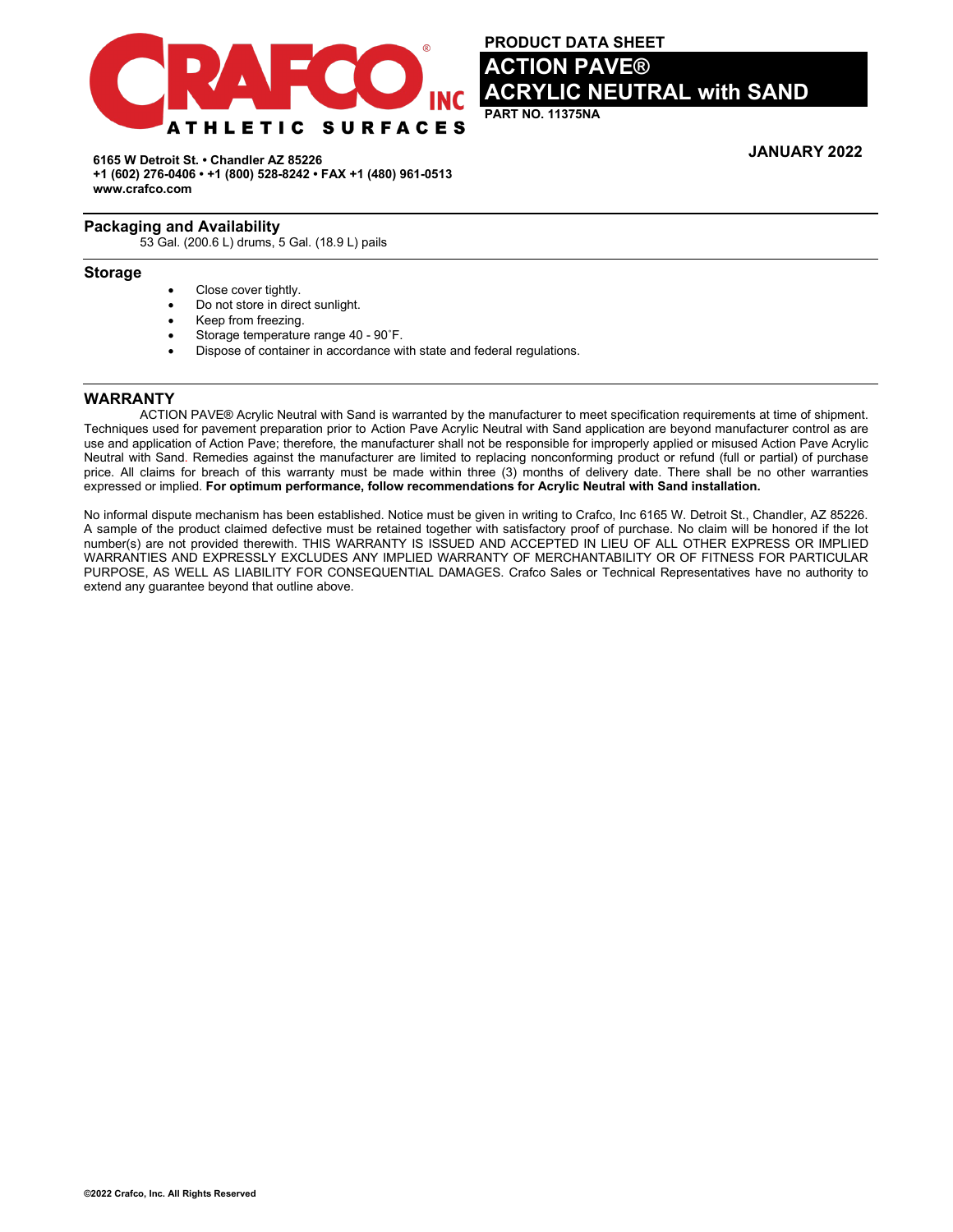**PRODUCT DATA SHEET**

# ACTION PAVE® ACRYLIC NEUTRAL with SAND

**PART NO. 11375NA**

**JANUARY 2022**

**6165 W Detroit St. • Chandler AZ 85226**
**+1 (602) 276-0406 • +1 (800) 528-8242 • FAX +1 (480) 961-0513**
**www.crafco.com**

## Packaging and Availability

53 Gal. (200.6 L) drums, 5 Gal. (18.9 L) pails

## Storage

- Close cover tightly.
- Do not store in direct sunlight.
- Keep from freezing.
- Storage temperature range 40 - 90˚F.
- Dispose of container in accordance with state and federal regulations.

## WARRANTY

ACTION PAVE® Acrylic Neutral with Sand is warranted by the manufacturer to meet specification requirements at time of shipment. Techniques used for pavement preparation prior to Action Pave Acrylic Neutral with Sand application are beyond manufacturer control as are use and application of Action Pave; therefore, the manufacturer shall not be responsible for improperly applied or misused Action Pave Acrylic Neutral with Sand. Remedies against the manufacturer are limited to replacing nonconforming product or refund (full or partial) of purchase price. All claims for breach of this warranty must be made within three (3) months of delivery date. There shall be no other warranties expressed or implied. **For optimum performance, follow recommendations for Acrylic Neutral with Sand installation.**

No informal dispute mechanism has been established. Notice must be given in writing to Crafco, Inc 6165 W. Detroit St., Chandler, AZ 85226. A sample of the product claimed defective must be retained together with satisfactory proof of purchase. No claim will be honored if the lot number(s) are not provided therewith. THIS WARRANTY IS ISSUED AND ACCEPTED IN LIEU OF ALL OTHER EXPRESS OR IMPLIED WARRANTIES AND EXPRESSLY EXCLUDES ANY IMPLIED WARRANTY OF MERCHANTABILITY OR OF FITNESS FOR PARTICULAR PURPOSE, AS WELL AS LIABILITY FOR CONSEQUENTIAL DAMAGES. Crafco Sales or Technical Representatives have no authority to extend any guarantee beyond that outline above.

**©2022 Crafco, Inc. All Rights Reserved**